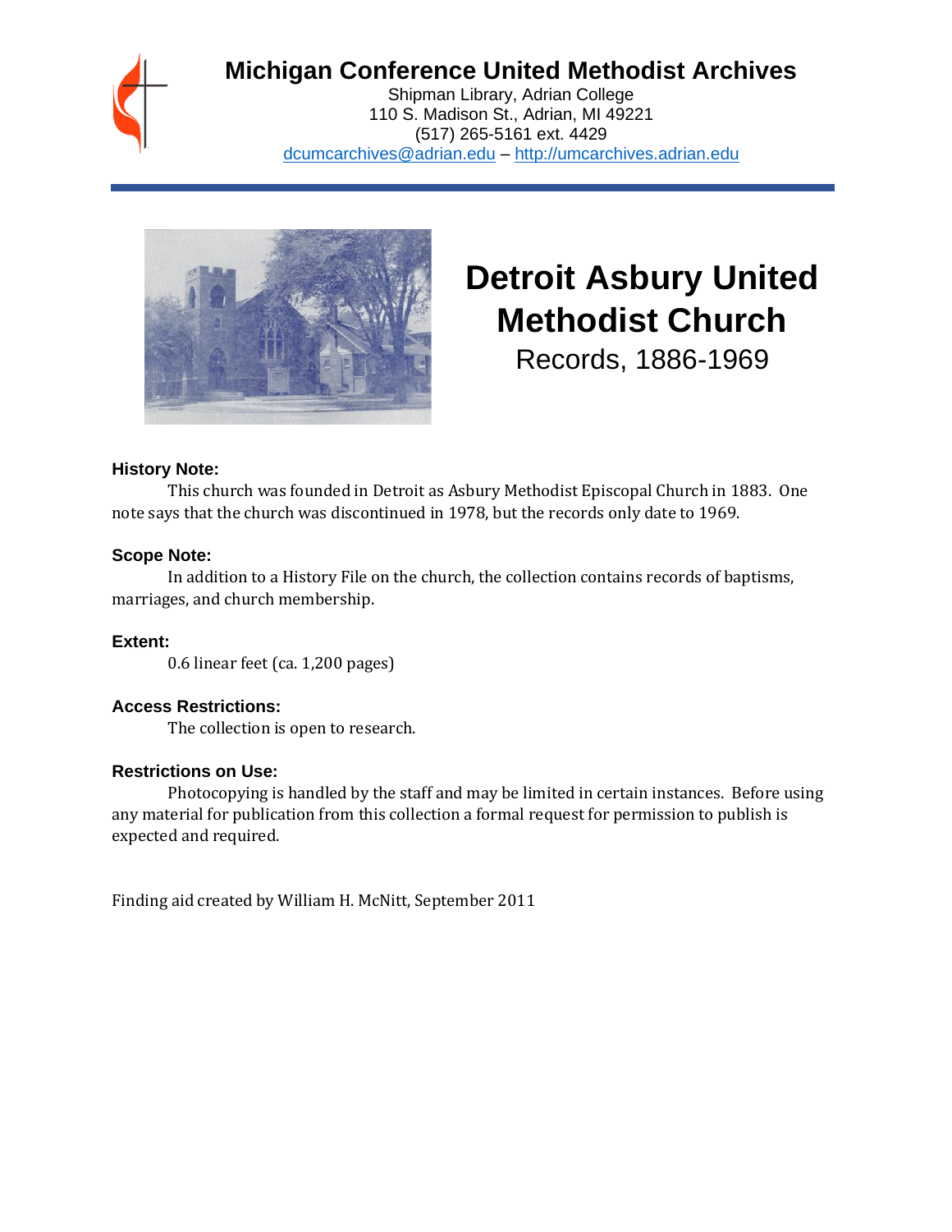# Michigan Conference United Methodist Archives

Shipman Library, Adrian College
110 S. Madison St., Adrian, MI 49221
(517) 265-5161 ext. 4429
dcumcarchives@adrian.edu – http://umcarchives.adrian.edu

## Detroit Asbury United Methodist Church

Records, 1886-1969

**History Note:**

This church was founded in Detroit as Asbury Methodist Episcopal Church in 1883. One note says that the church was discontinued in 1978, but the records only date to 1969.

**Scope Note:**

In addition to a History File on the church, the collection contains records of baptisms, marriages, and church membership.

**Extent:**

0.6 linear feet (ca. 1,200 pages)

**Access Restrictions:**

The collection is open to research.

**Restrictions on Use:**

Photocopying is handled by the staff and may be limited in certain instances. Before using any material for publication from this collection a formal request for permission to publish is expected and required.

Finding aid created by William H. McNitt, September 2011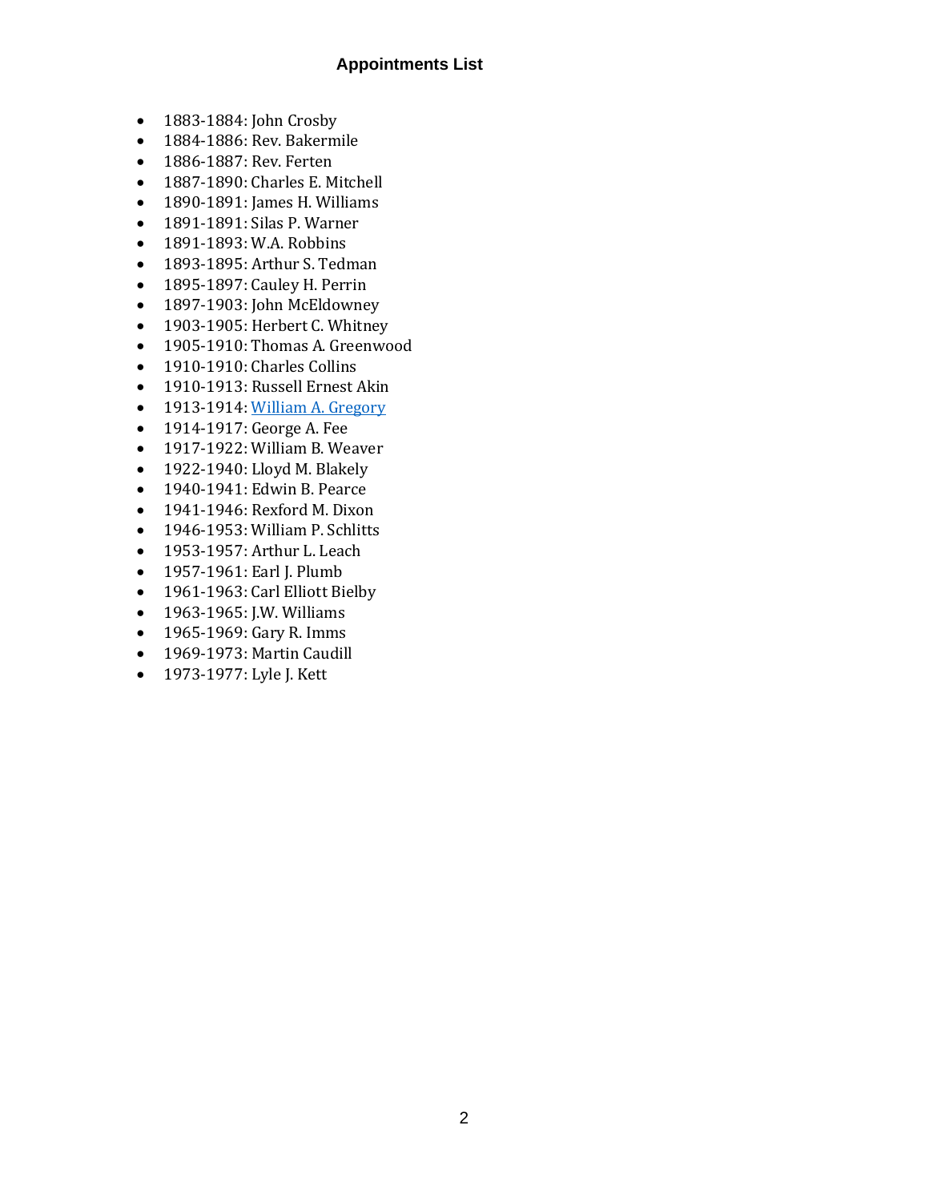# Appointments List

- 1883-1884: John Crosby
- 1884-1886: Rev. Bakermile
- 1886-1887: Rev. Ferten
- 1887-1890: Charles E. Mitchell
- 1890-1891: James H. Williams
- 1891-1891: Silas P. Warner
- 1891-1893: W.A. Robbins
- 1893-1895: Arthur S. Tedman
- 1895-1897: Cauley H. Perrin
- 1897-1903: John McEldowney
- 1903-1905: Herbert C. Whitney
- 1905-1910: Thomas A. Greenwood
- 1910-1910: Charles Collins
- 1910-1913: Russell Ernest Akin
- 1913-1914: William A. Gregory
- 1914-1917: George A. Fee
- 1917-1922: William B. Weaver
- 1922-1940: Lloyd M. Blakely
- 1940-1941: Edwin B. Pearce
- 1941-1946: Rexford M. Dixon
- 1946-1953: William P. Schlitts
- 1953-1957: Arthur L. Leach
- 1957-1961: Earl J. Plumb
- 1961-1963: Carl Elliott Bielby
- 1963-1965: J.W. Williams
- 1965-1969: Gary R. Imms
- 1969-1973: Martin Caudill
- 1973-1977: Lyle J. Kett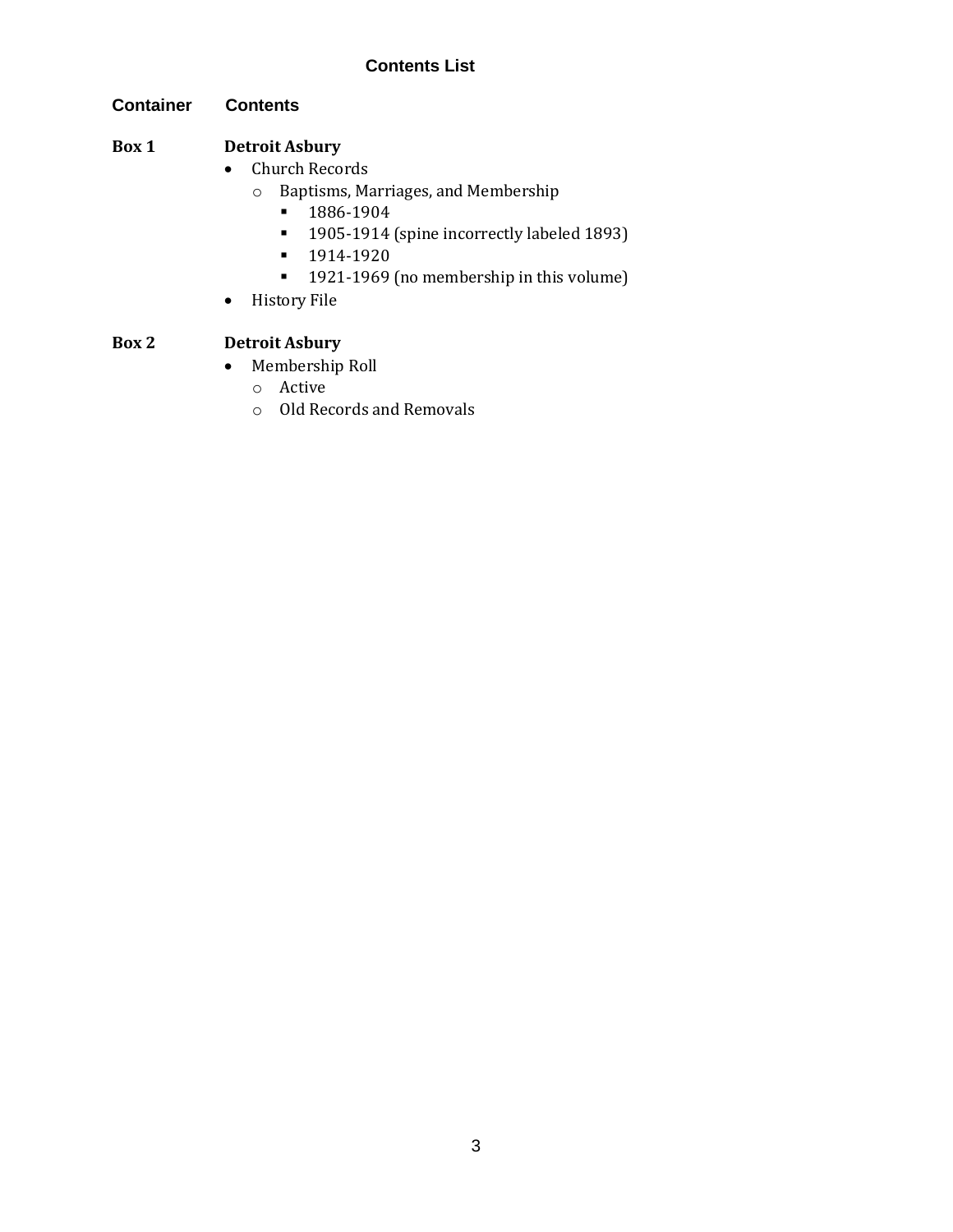## Contents List

**Container** **Contents**

**Box 1** **Detroit Asbury**

- Church Records
  - Baptisms, Marriages, and Membership
    - 1886-1904
    - 1905-1914 (spine incorrectly labeled 1893)
    - 1914-1920
    - 1921-1969 (no membership in this volume)
- History File

**Box 2** **Detroit Asbury**

- Membership Roll
  - Active
  - Old Records and Removals